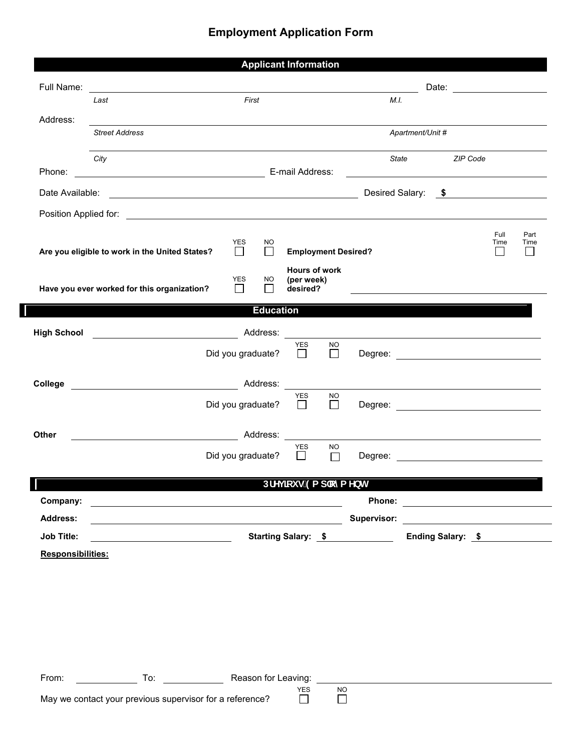# Employment Application Form

## Applicant Information

Full Name: ______________________________________ Date: ______________

*Last* *First* *M.I.*

Address: ______________________________________

*Street Address* *Apartment/Unit #*

______________________________________

*City* *State* *ZIP Code*

Phone: ______________________ E-mail Address: ______________________

Date Available: ______________________ Desired Salary: $ ______________

Position Applied for: ______________________________________

**Are you eligible to work in the United States?** YES ☐ NO ☐ **Employment Desired?** Full Time ☐ Part Time ☐

**Have you ever worked for this organization?** YES ☐ NO ☐ **Hours of work (per week) desired?** ______________

## Education

**High School** ______________ Address: ______________________

Did you graduate? YES ☐ NO ☐ Degree: ______________

**College** ______________ Address: ______________________

Did you graduate? YES ☐ NO ☐ Degree: ______________

**Other** ______________ Address: ______________________

Did you graduate? YES ☐ NO ☐ Degree: ______________

## 3UHYLRXV(PSOR\PHQW

**Company:** ______________________ **Phone:** ______________

**Address:** ______________________ **Supervisor:** ______________

**Job Title:** ______________ **Starting Salary:** $ __________ **Ending Salary:** $ __________

**Responsibilities:**

From: __________ To: __________ Reason for Leaving: ______________________

May we contact your previous supervisor for a reference? YES ☐ NO ☐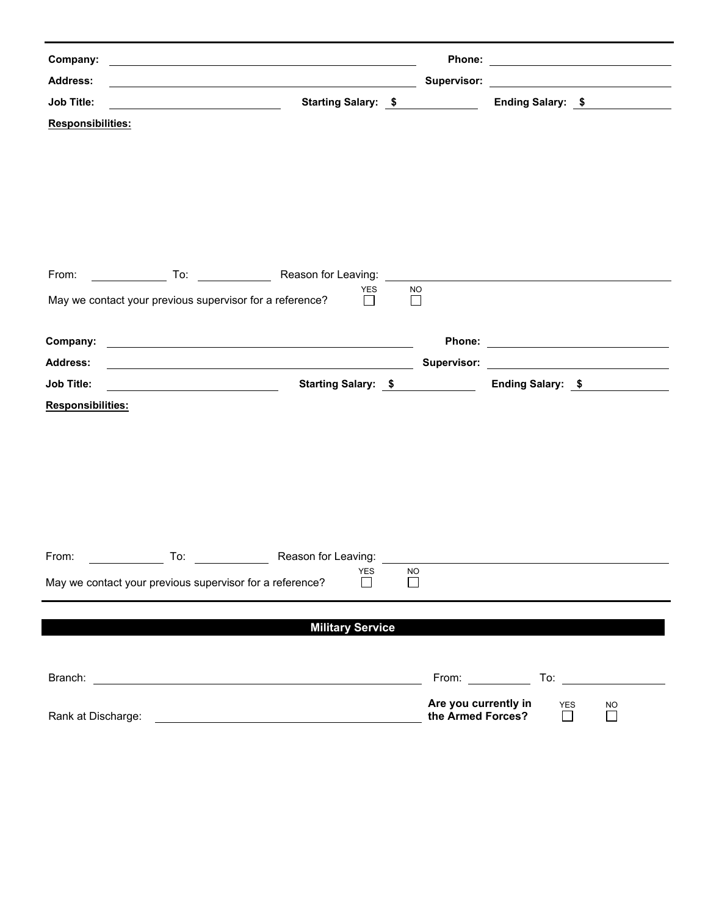**Company:** ______________________________ **Phone:** ______________________

**Address:** ______________________________ **Supervisor:** ______________________

**Job Title:** ____________________ **Starting Salary:** $ __________ **Ending Salary:** $ __________

**Responsibilities:**

From: __________ To: __________ Reason for Leaving: ______________________________

May we contact your previous supervisor for a reference? YES ☐ NO ☐

**Company:** ______________________________ **Phone:** ______________________

**Address:** ______________________________ **Supervisor:** ______________________

**Job Title:** ____________________ **Starting Salary:** $ __________ **Ending Salary:** $ __________

**Responsibilities:**

From: __________ To: __________ Reason for Leaving: ______________________________

May we contact your previous supervisor for a reference? YES ☐ NO ☐

## Military Service

Branch: ______________________________ From: __________ To: __________

Rank at Discharge: ______________________________ **Are you currently in the Armed Forces?** YES ☐ NO ☐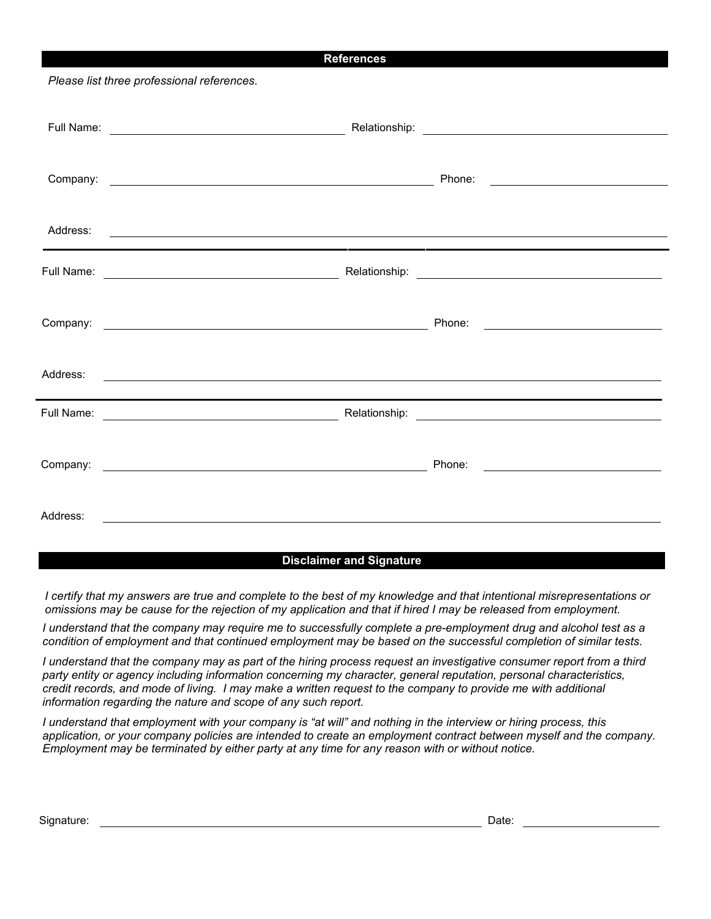## References

*Please list three professional references.*

Full Name: ______________________ Relationship: ______________________

Company: ______________________ Phone: ______________________

Address: ______________________

Full Name: ______________________ Relationship: ______________________

Company: ______________________ Phone: ______________________

Address: ______________________

Full Name: ______________________ Relationship: ______________________

Company: ______________________ Phone: ______________________

Address: ______________________

## Disclaimer and Signature

*I certify that my answers are true and complete to the best of my knowledge and that intentional misrepresentations or omissions may be cause for the rejection of my application and that if hired I may be released from employment.*

*I understand that the company may require me to successfully complete a pre-employment drug and alcohol test as a condition of employment and that continued employment may be based on the successful completion of similar tests.*

*I understand that the company may as part of the hiring process request an investigative consumer report from a third party entity or agency including information concerning my character, general reputation, personal characteristics, credit records, and mode of living. I may make a written request to the company to provide me with additional information regarding the nature and scope of any such report.*

*I understand that employment with your company is "at will" and nothing in the interview or hiring process, this application, or your company policies are intended to create an employment contract between myself and the company. Employment may be terminated by either party at any time for any reason with or without notice.*

Signature: ______________________ Date: ______________________